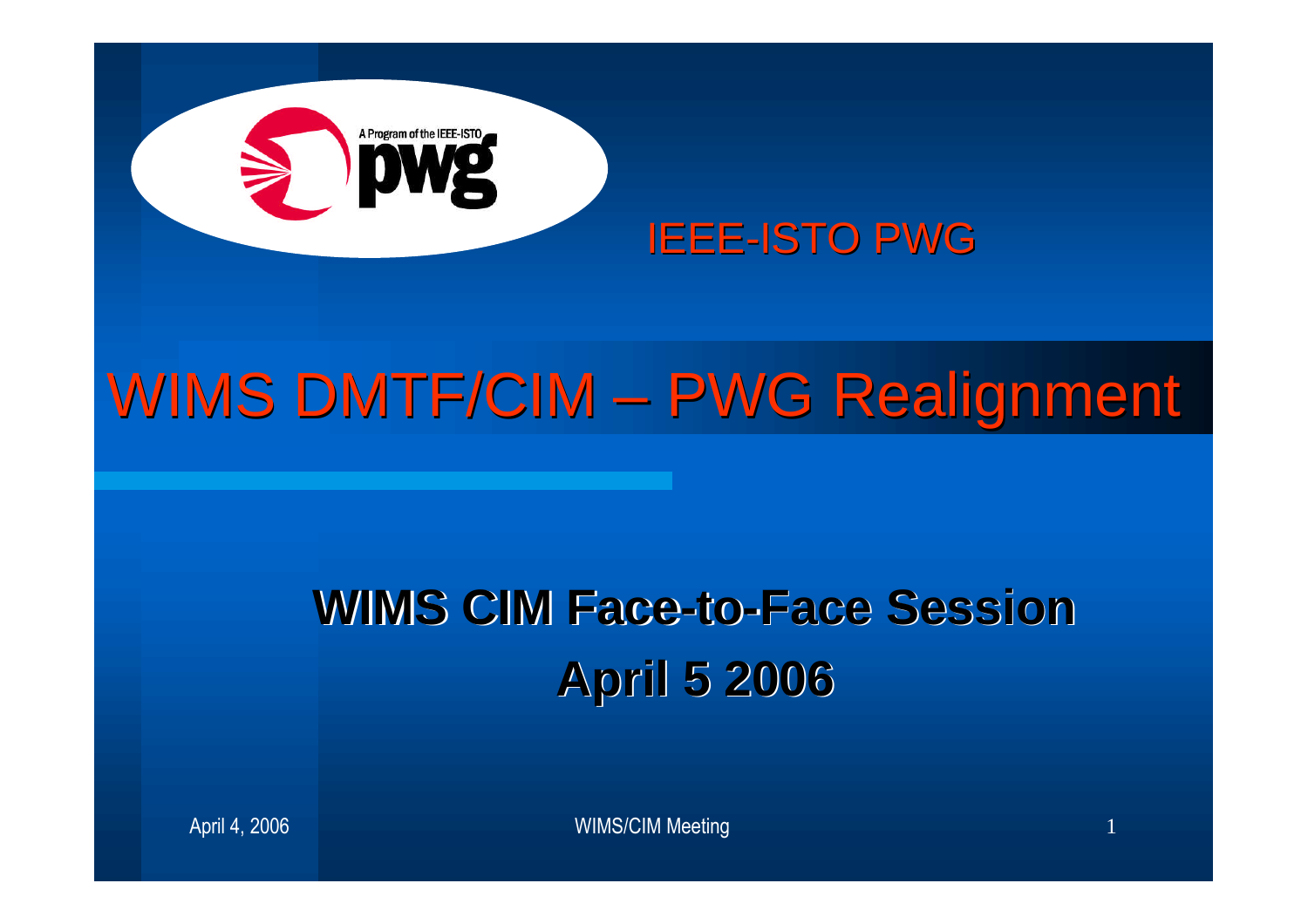IEEE-ISTO PWG

# WIMS DMTF/CIM – PWG Realignment

## WIMS CIM Face-to-Face Session
## April 5 2006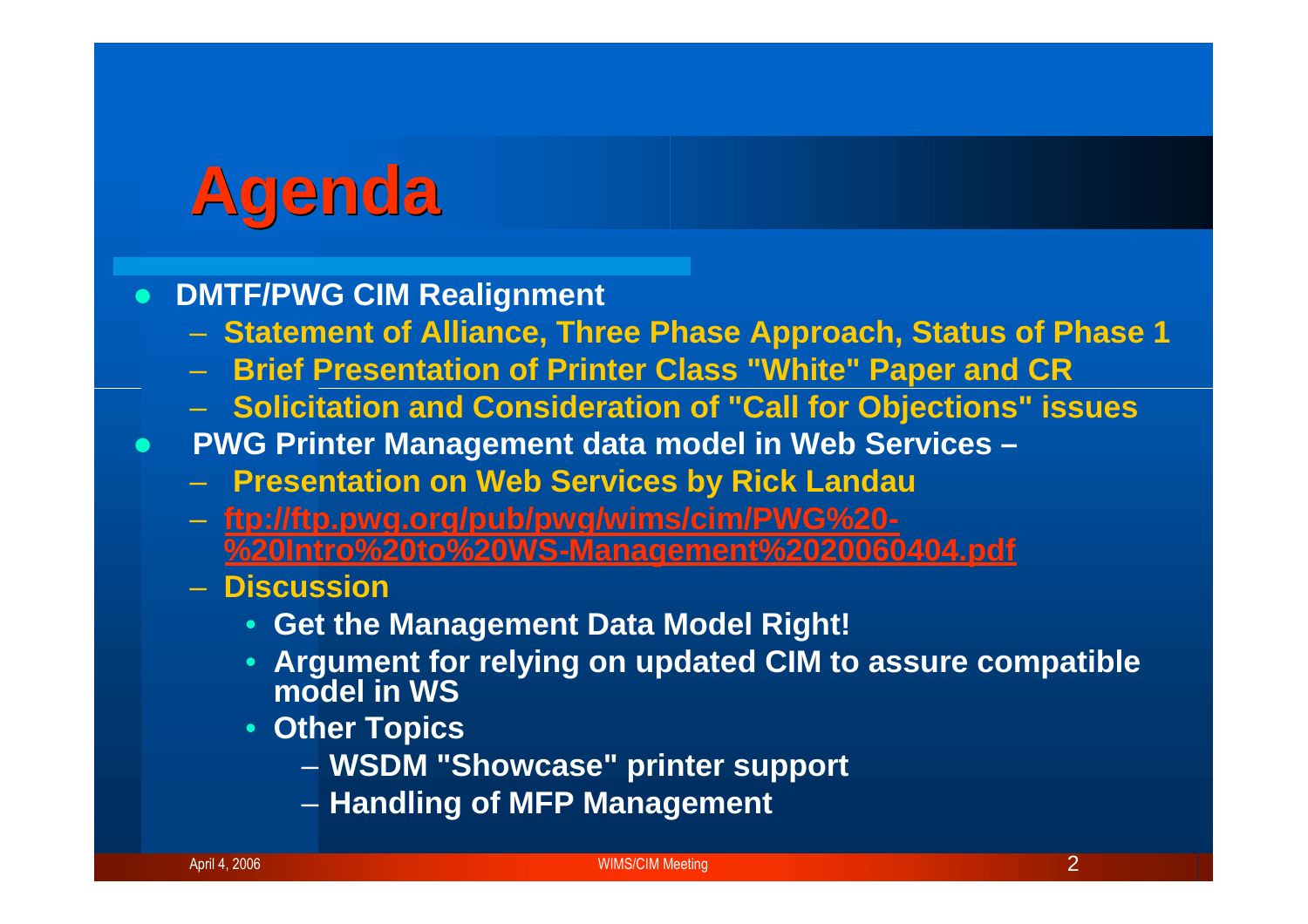# Agenda

- **DMTF/PWG CIM Realignment**
  - **Statement of Alliance, Three Phase Approach, Status of Phase 1**
  - **Brief Presentation of Printer Class "White" Paper and CR**
  - **Solicitation and Consideration of "Call for Objections" issues**
- **PWG Printer Management data model in Web Services –**
  - **Presentation on Web Services by Rick Landau**
  - **ftp://ftp.pwg.org/pub/pwg/wims/cim/PWG%20-%20Intro%20to%20WS-Management%2020060404.pdf**
  - **Discussion**
    - **Get the Management Data Model Right!**
    - **Argument for relying on updated CIM to assure compatible model in WS**
    - **Other Topics**
      - **WSDM "Showcase" printer support**
      - **Handling of MFP Management**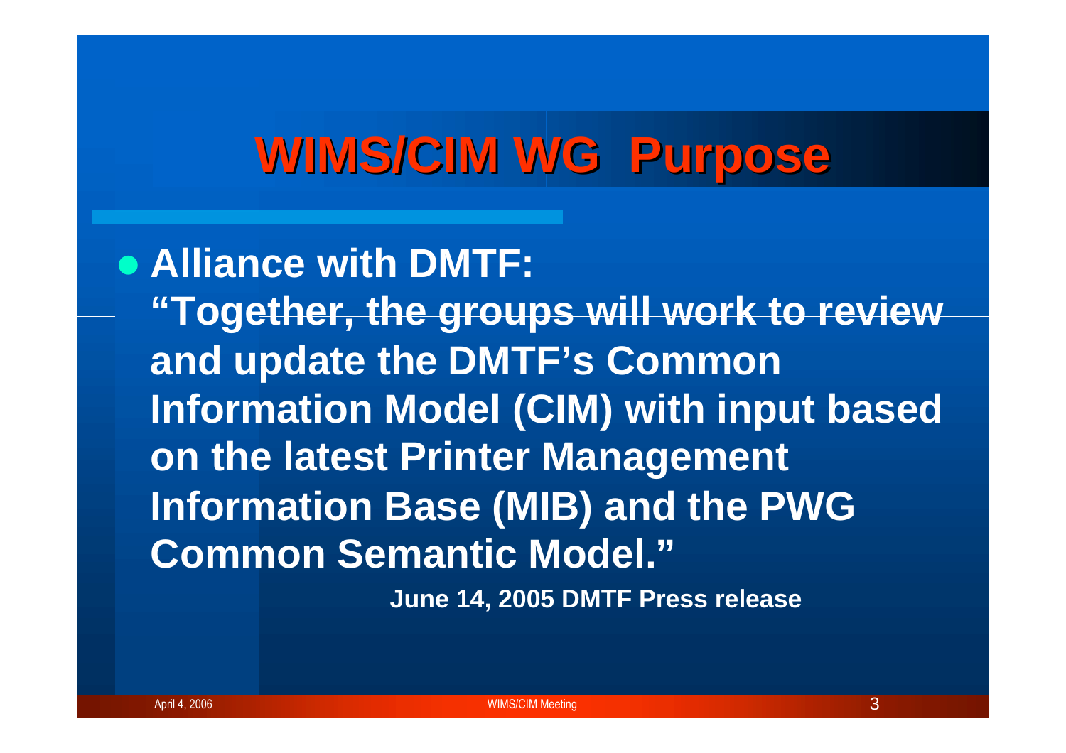# WIMS/CIM WG Purpose

- **Alliance with DMTF:**
  **"Together, the groups will work to review and update the DMTF's Common Information Model (CIM) with input based on the latest Printer Management Information Base (MIB) and the PWG Common Semantic Model."**

  **June 14, 2005 DMTF Press release**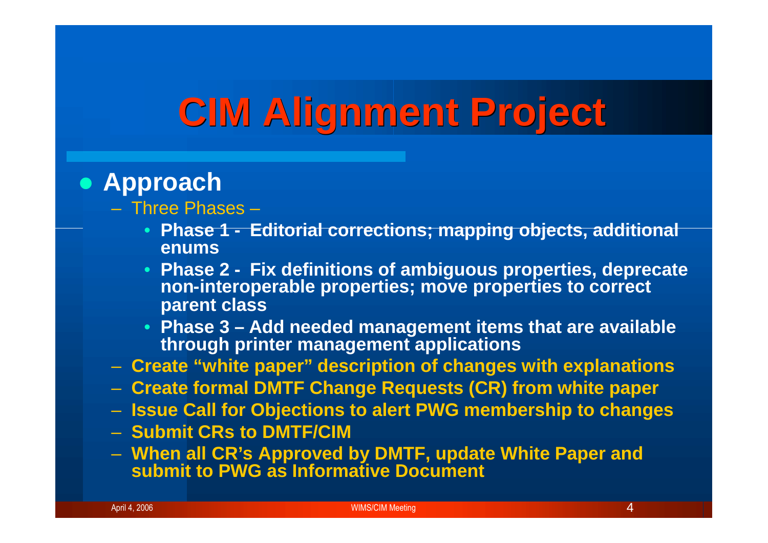# CIM Alignment Project

- **Approach**
  - Three Phases –
    - **Phase 1 - Editorial corrections; mapping objects, additional enums**
    - **Phase 2 - Fix definitions of ambiguous properties, deprecate non-interoperable properties; move properties to correct parent class**
    - **Phase 3 – Add needed management items that are available through printer management applications**
  - **Create "white paper" description of changes with explanations**
  - **Create formal DMTF Change Requests (CR) from white paper**
  - **Issue Call for Objections to alert PWG membership to changes**
  - **Submit CRs to DMTF/CIM**
  - **When all CR's Approved by DMTF, update White Paper and submit to PWG as Informative Document**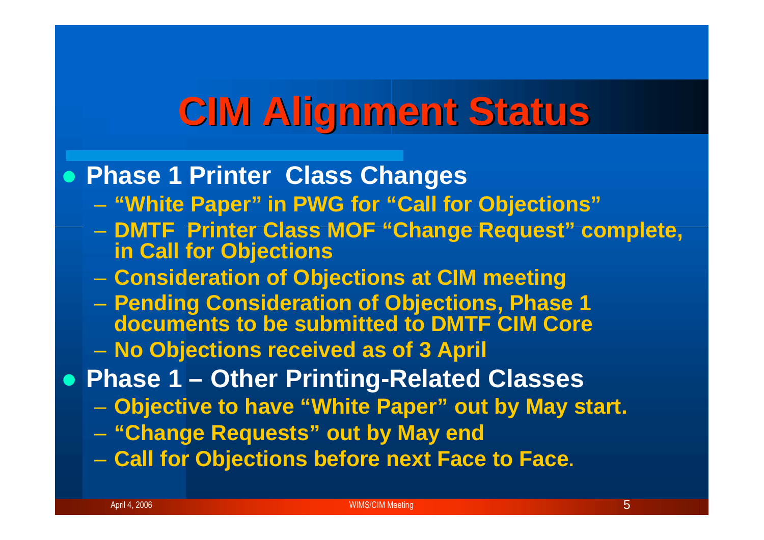# CIM Alignment Status

- **Phase 1 Printer Class Changes**
  - **"White Paper" in PWG for "Call for Objections"**
  - **DMTF Printer Class MOF "Change Request" complete, in Call for Objections**
  - **Consideration of Objections at CIM meeting**
  - **Pending Consideration of Objections, Phase 1 documents to be submitted to DMTF CIM Core**
  - **No Objections received as of 3 April**
- **Phase 1 – Other Printing-Related Classes**
  - **Objective to have "White Paper" out by May start.**
  - **"Change Requests" out by May end**
  - **Call for Objections before next Face to Face.**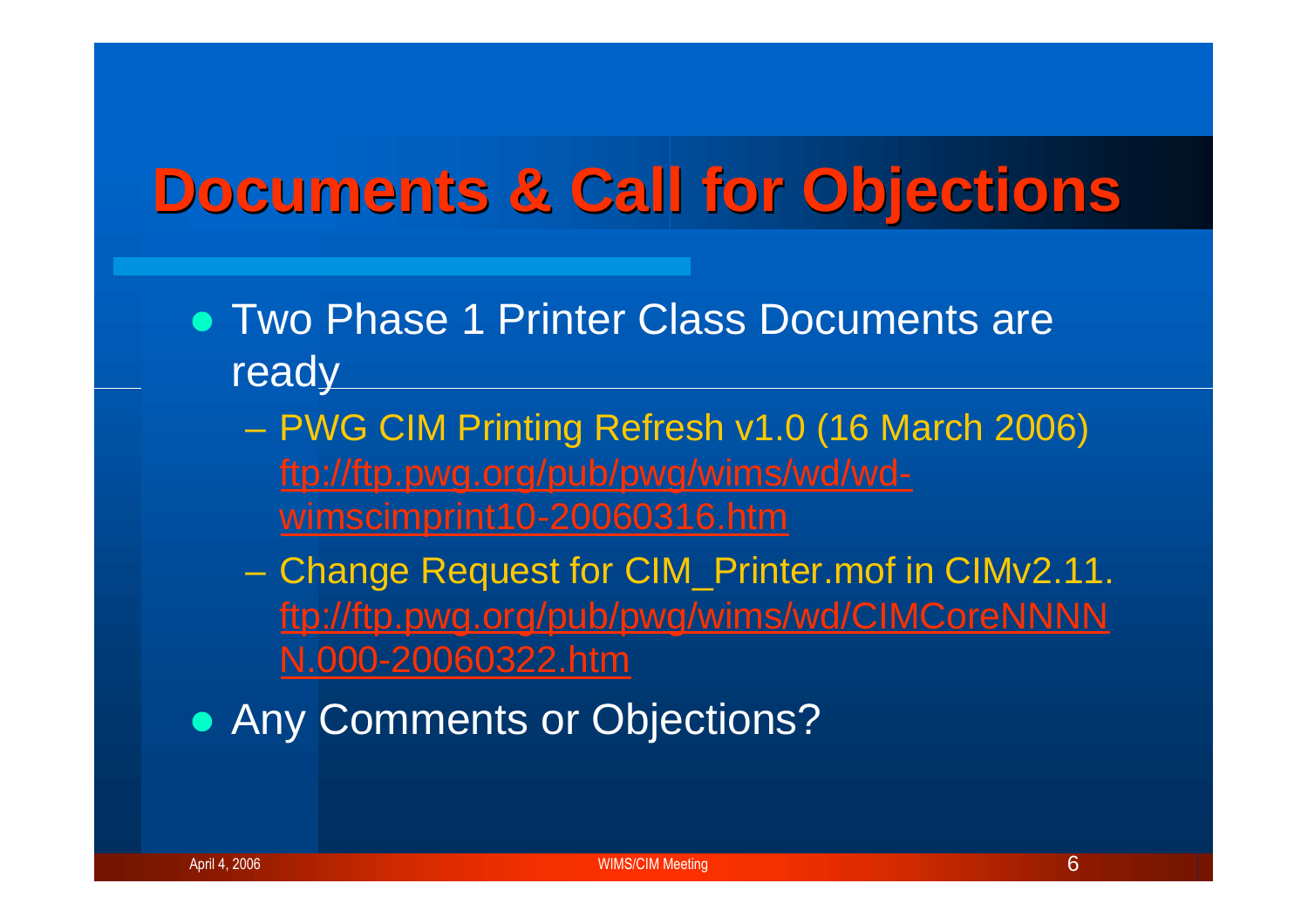# Documents & Call for Objections

- Two Phase 1 Printer Class Documents are ready
  - PWG CIM Printing Refresh v1.0 (16 March 2006) ftp://ftp.pwg.org/pub/pwg/wims/wd/wd-wimscimprint10-20060316.htm
  - Change Request for CIM_Printer.mof in CIMv2.11. ftp://ftp.pwg.org/pub/pwg/wims/wd/CIMCoreNNNNN.000-20060322.htm
- Any Comments or Objections?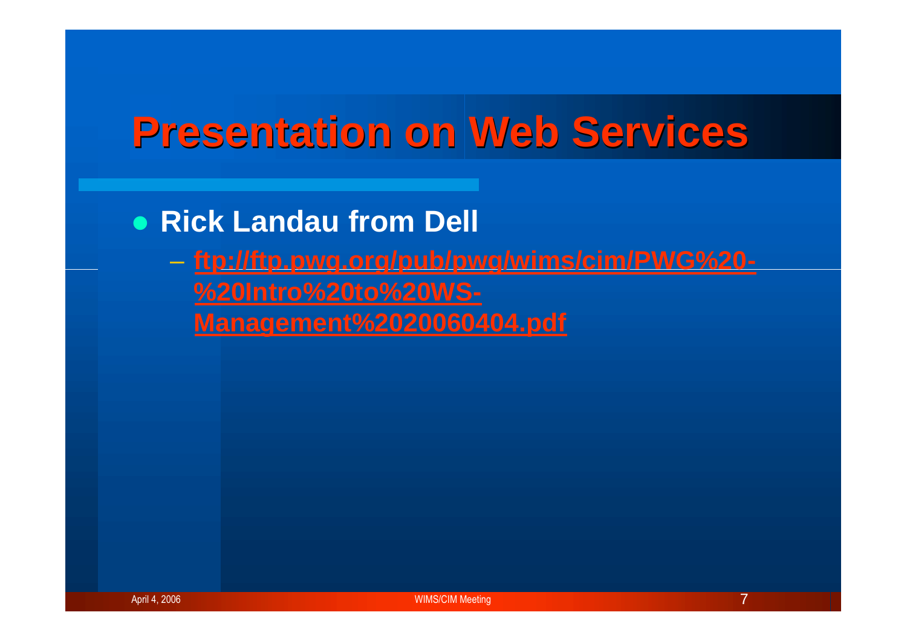# Presentation on Web Services

- Rick Landau from Dell
  - ftp://ftp.pwg.org/pub/pwg/wims/cim/PWG%20-%20Intro%20to%20WS-Management%2020060404.pdf